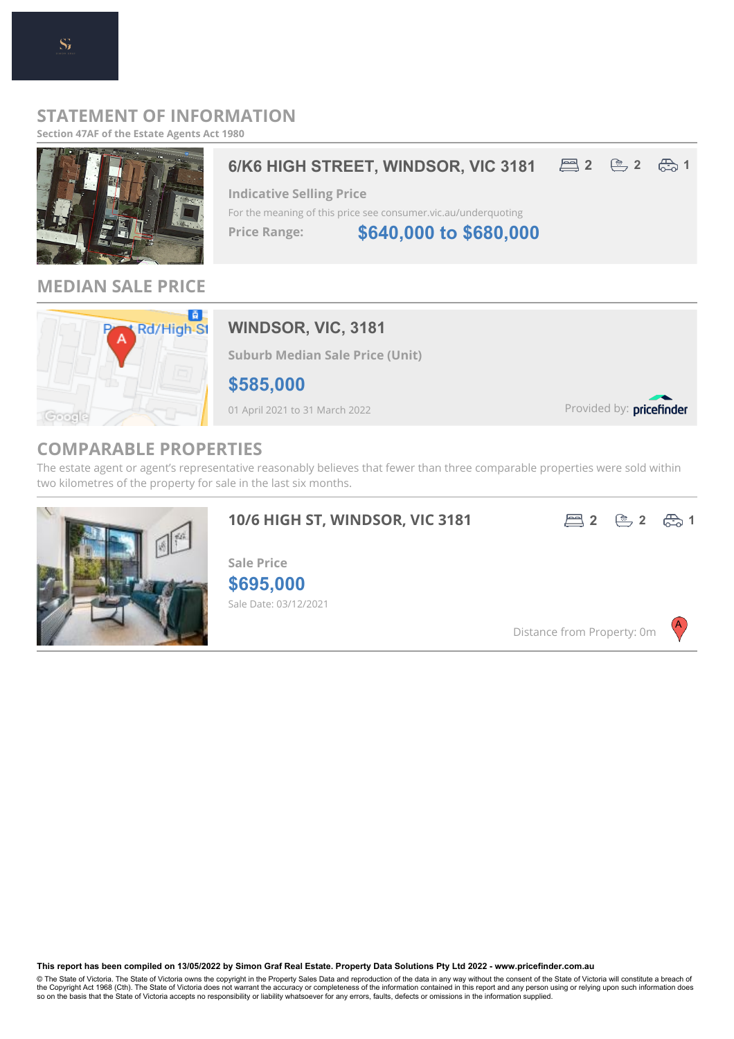# STATEMENT OF INFORMATION

**Section 47AF of the Estate Agents Act 1980**

## 6/K6 HIGH STREET, WINDSOR, VIC 3181

2 bed | 2 bath | 1 car

**Indicative Selling Price**

For the meaning of this price see consumer.vic.au/underquoting

**Price Range:** **$640,000 to $680,000**

## MEDIAN SALE PRICE

### WINDSOR, VIC, 3181

**Suburb Median Sale Price (Unit)**

**$585,000**

01 April 2021 to 31 March 2022

Provided by: pricefinder

## COMPARABLE PROPERTIES

The estate agent or agent's representative reasonably believes that fewer than three comparable properties were sold within two kilometres of the property for sale in the last six months.

### 10/6 HIGH ST, WINDSOR, VIC 3181

2 bed | 2 bath | 1 car

**Sale Price**

**$695,000**

Sale Date: 03/12/2021

Distance from Property: 0m

**This report has been compiled on 13/05/2022 by Simon Graf Real Estate. Property Data Solutions Pty Ltd 2022 - www.pricefinder.com.au**

© The State of Victoria. The State of Victoria owns the copyright in the Property Sales Data and reproduction of the data in any way without the consent of the State of Victoria will constitute a breach of the Copyright Act 1968 (Cth). The State of Victoria does not warrant the accuracy or completeness of the information contained in this report and any person using or relying upon such information does so on the basis that the State of Victoria accepts no responsibility or liability whatsoever for any errors, faults, defects or omissions in the information supplied.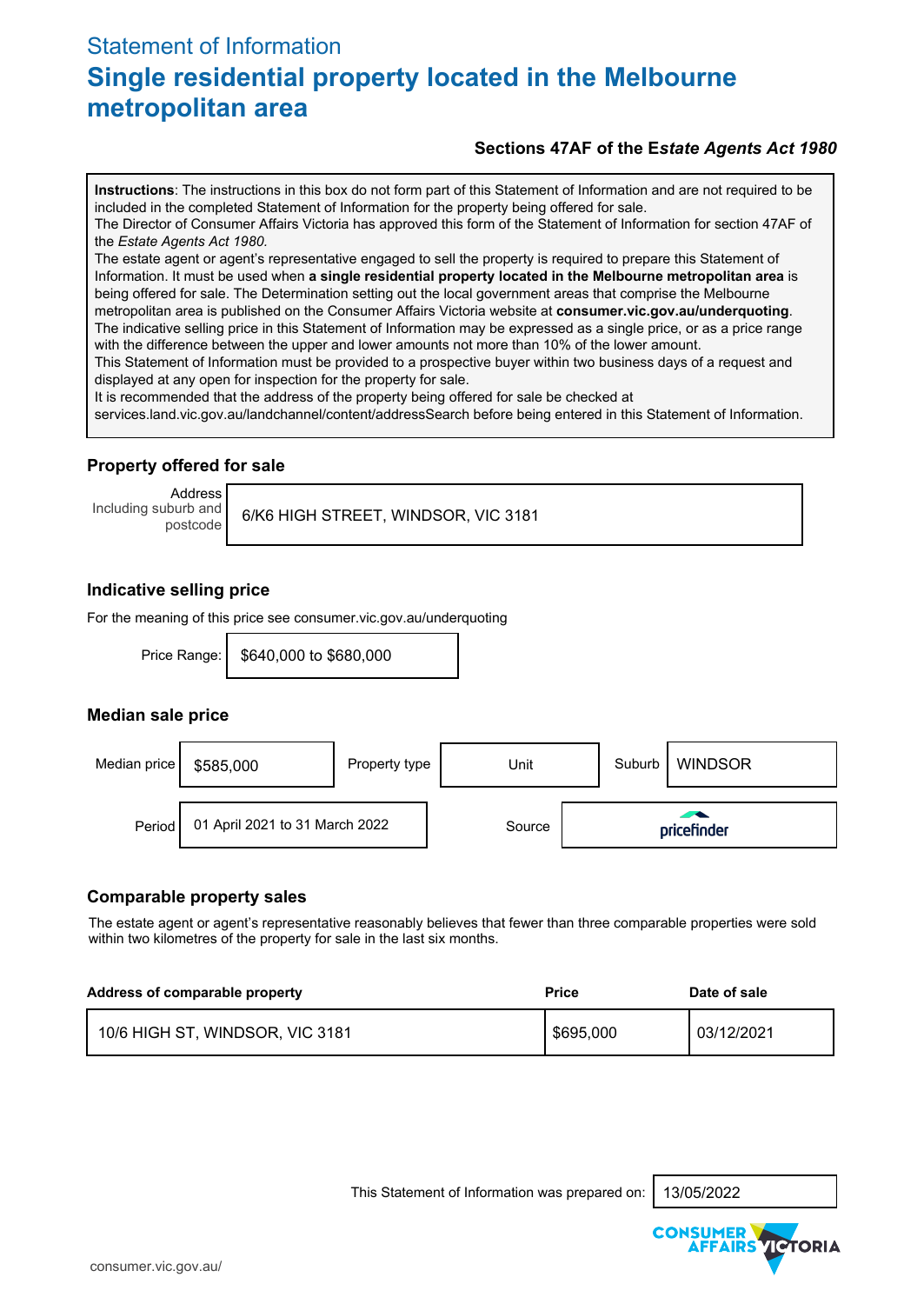Statement of Information

# Single residential property located in the Melbourne metropolitan area

**Sections 47AF of the *Estate Agents Act 1980***

**Instructions**: The instructions in this box do not form part of this Statement of Information and are not required to be included in the completed Statement of Information for the property being offered for sale.
The Director of Consumer Affairs Victoria has approved this form of the Statement of Information for section 47AF of the *Estate Agents Act 1980.*
The estate agent or agent's representative engaged to sell the property is required to prepare this Statement of Information. It must be used when **a single residential property located in the Melbourne metropolitan area** is being offered for sale. The Determination setting out the local government areas that comprise the Melbourne metropolitan area is published on the Consumer Affairs Victoria website at **consumer.vic.gov.au/underquoting**.
The indicative selling price in this Statement of Information may be expressed as a single price, or as a price range with the difference between the upper and lower amounts not more than 10% of the lower amount.
This Statement of Information must be provided to a prospective buyer within two business days of a request and displayed at any open for inspection for the property for sale.
It is recommended that the address of the property being offered for sale be checked at services.land.vic.gov.au/landchannel/content/addressSearch before being entered in this Statement of Information.

## Property offered for sale

| | |
|---|---|
| Address Including suburb and postcode | 6/K6 HIGH STREET, WINDSOR, VIC 3181 |

## Indicative selling price

For the meaning of this price see consumer.vic.gov.au/underquoting

| | |
|---|---|
| Price Range: | $640,000 to $680,000 |

## Median sale price

| | | | | | |
|---|---|---|---|---|---|
| Median price | $585,000 | Property type | Unit | Suburb | WINDSOR |
| Period | 01 April 2021 to 31 March 2022 | Source | pricefinder | | |

## Comparable property sales

The estate agent or agent's representative reasonably believes that fewer than three comparable properties were sold within two kilometres of the property for sale in the last six months.

| Address of comparable property | Price | Date of sale |
|---|---|---|
| 10/6 HIGH ST, WINDSOR, VIC 3181 | $695,000 | 03/12/2021 |

This Statement of Information was prepared on: 13/05/2022